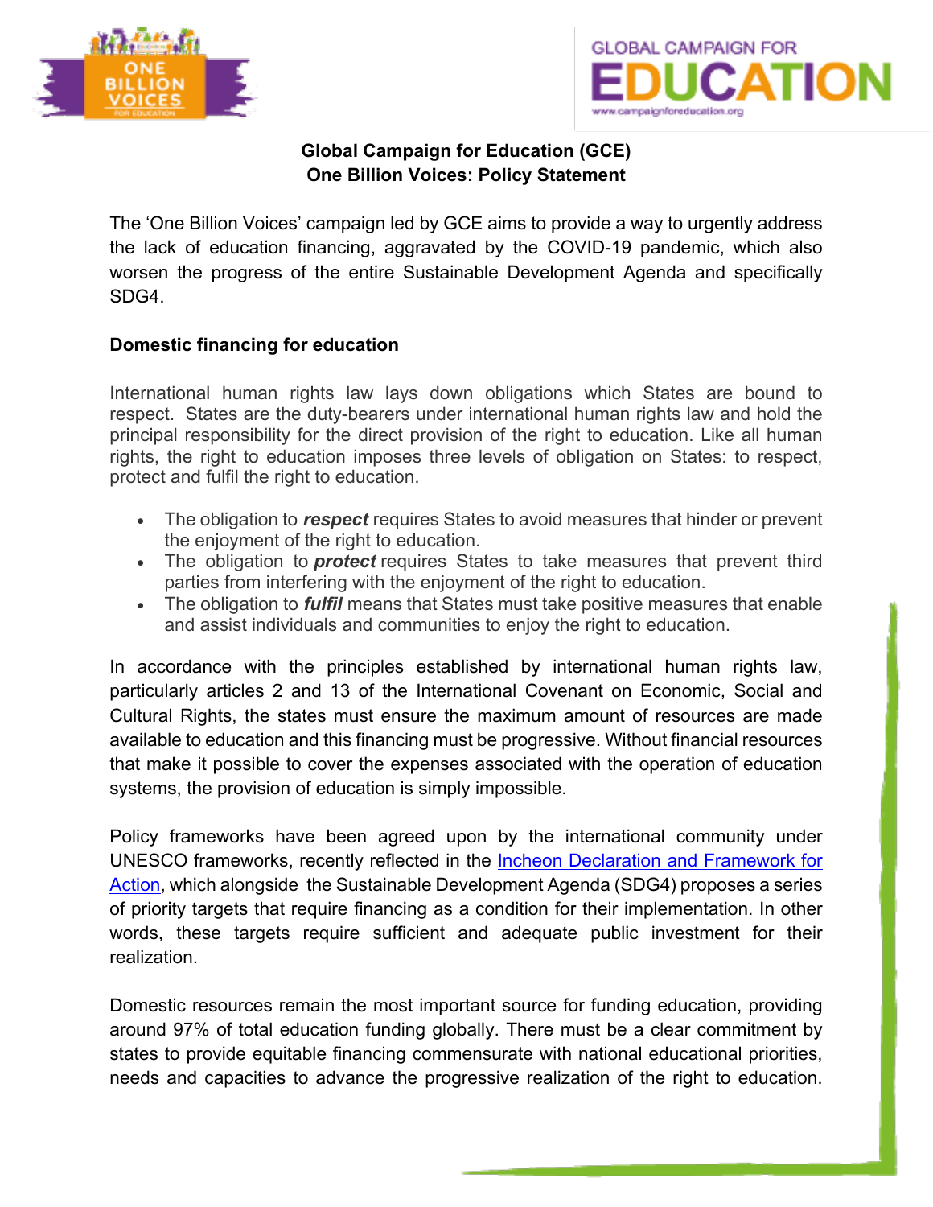**Global Campaign for Education (GCE)**
**One Billion Voices: Policy Statement**

The 'One Billion Voices' campaign led by GCE aims to provide a way to urgently address the lack of education financing, aggravated by the COVID-19 pandemic, which also worsen the progress of the entire Sustainable Development Agenda and specifically SDG4.

## Domestic financing for education

International human rights law lays down obligations which States are bound to respect. States are the duty-bearers under international human rights law and hold the principal responsibility for the direct provision of the right to education. Like all human rights, the right to education imposes three levels of obligation on States: to respect, protect and fulfil the right to education.

- The obligation to ***respect*** requires States to avoid measures that hinder or prevent the enjoyment of the right to education.
- The obligation to ***protect*** requires States to take measures that prevent third parties from interfering with the enjoyment of the right to education.
- The obligation to ***fulfil*** means that States must take positive measures that enable and assist individuals and communities to enjoy the right to education.

In accordance with the principles established by international human rights law, particularly articles 2 and 13 of the International Covenant on Economic, Social and Cultural Rights, the states must ensure the maximum amount of resources are made available to education and this financing must be progressive. Without financial resources that make it possible to cover the expenses associated with the operation of education systems, the provision of education is simply impossible.

Policy frameworks have been agreed upon by the international community under UNESCO frameworks, recently reflected in the Incheon Declaration and Framework for Action, which alongside the Sustainable Development Agenda (SDG4) proposes a series of priority targets that require financing as a condition for their implementation. In other words, these targets require sufficient and adequate public investment for their realization.

Domestic resources remain the most important source for funding education, providing around 97% of total education funding globally. There must be a clear commitment by states to provide equitable financing commensurate with national educational priorities, needs and capacities to advance the progressive realization of the right to education.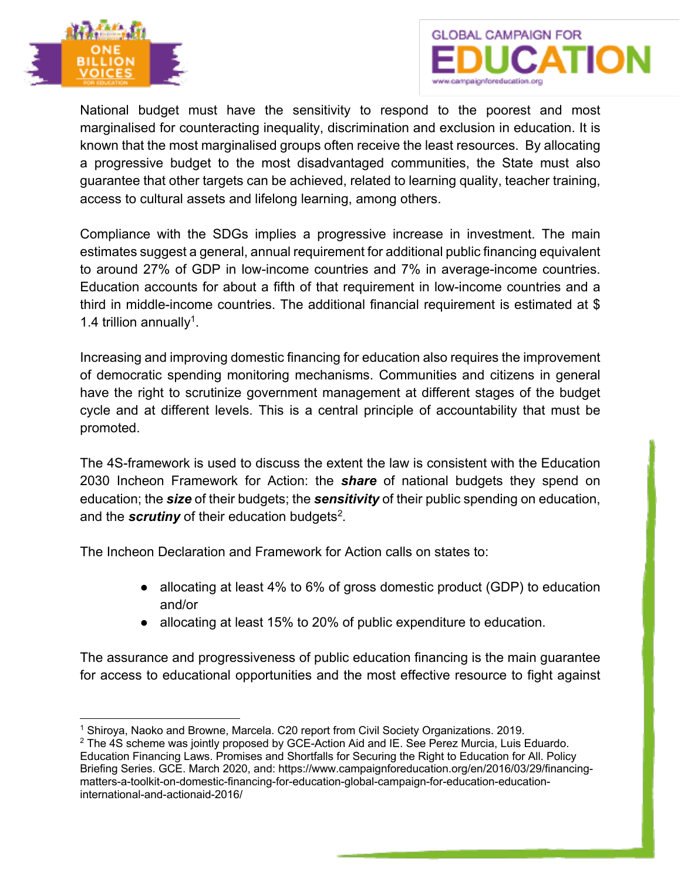National budget must have the sensitivity to respond to the poorest and most marginalised for counteracting inequality, discrimination and exclusion in education. It is known that the most marginalised groups often receive the least resources. By allocating a progressive budget to the most disadvantaged communities, the State must also guarantee that other targets can be achieved, related to learning quality, teacher training, access to cultural assets and lifelong learning, among others.

Compliance with the SDGs implies a progressive increase in investment. The main estimates suggest a general, annual requirement for additional public financing equivalent to around 27% of GDP in low-income countries and 7% in average-income countries. Education accounts for about a fifth of that requirement in low-income countries and a third in middle-income countries. The additional financial requirement is estimated at $ 1.4 trillion annually[1].

Increasing and improving domestic financing for education also requires the improvement of democratic spending monitoring mechanisms. Communities and citizens in general have the right to scrutinize government management at different stages of the budget cycle and at different levels. This is a central principle of accountability that must be promoted.

The 4S-framework is used to discuss the extent the law is consistent with the Education 2030 Incheon Framework for Action: the ***share*** of national budgets they spend on education; the ***size*** of their budgets; the ***sensitivity*** of their public spending on education, and the ***scrutiny*** of their education budgets[2].

The Incheon Declaration and Framework for Action calls on states to:

- allocating at least 4% to 6% of gross domestic product (GDP) to education and/or
- allocating at least 15% to 20% of public expenditure to education.

The assurance and progressiveness of public education financing is the main guarantee for access to educational opportunities and the most effective resource to fight against

---

[1] Shiroya, Naoko and Browne, Marcela. C20 report from Civil Society Organizations. 2019.

[2] The 4S scheme was jointly proposed by GCE-Action Aid and IE. See Perez Murcia, Luis Eduardo. Education Financing Laws. Promises and Shortfalls for Securing the Right to Education for All. Policy Briefing Series. GCE. March 2020, and: https://www.campaignforeducation.org/en/2016/03/29/financing-matters-a-toolkit-on-domestic-financing-for-education-global-campaign-for-education-education-international-and-actionaid-2016/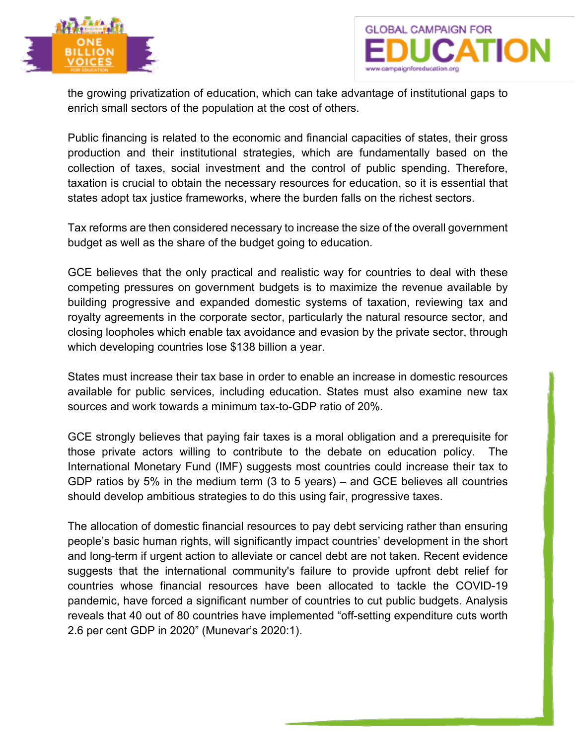the growing privatization of education, which can take advantage of institutional gaps to enrich small sectors of the population at the cost of others.

Public financing is related to the economic and financial capacities of states, their gross production and their institutional strategies, which are fundamentally based on the collection of taxes, social investment and the control of public spending. Therefore, taxation is crucial to obtain the necessary resources for education, so it is essential that states adopt tax justice frameworks, where the burden falls on the richest sectors.

Tax reforms are then considered necessary to increase the size of the overall government budget as well as the share of the budget going to education.

GCE believes that the only practical and realistic way for countries to deal with these competing pressures on government budgets is to maximize the revenue available by building progressive and expanded domestic systems of taxation, reviewing tax and royalty agreements in the corporate sector, particularly the natural resource sector, and closing loopholes which enable tax avoidance and evasion by the private sector, through which developing countries lose $138 billion a year.

States must increase their tax base in order to enable an increase in domestic resources available for public services, including education. States must also examine new tax sources and work towards a minimum tax-to-GDP ratio of 20%.

GCE strongly believes that paying fair taxes is a moral obligation and a prerequisite for those private actors willing to contribute to the debate on education policy. The International Monetary Fund (IMF) suggests most countries could increase their tax to GDP ratios by 5% in the medium term (3 to 5 years) – and GCE believes all countries should develop ambitious strategies to do this using fair, progressive taxes.

The allocation of domestic financial resources to pay debt servicing rather than ensuring people's basic human rights, will significantly impact countries' development in the short and long-term if urgent action to alleviate or cancel debt are not taken. Recent evidence suggests that the international community's failure to provide upfront debt relief for countries whose financial resources have been allocated to tackle the COVID-19 pandemic, have forced a significant number of countries to cut public budgets. Analysis reveals that 40 out of 80 countries have implemented "off-setting expenditure cuts worth 2.6 per cent GDP in 2020" (Munevar's 2020:1).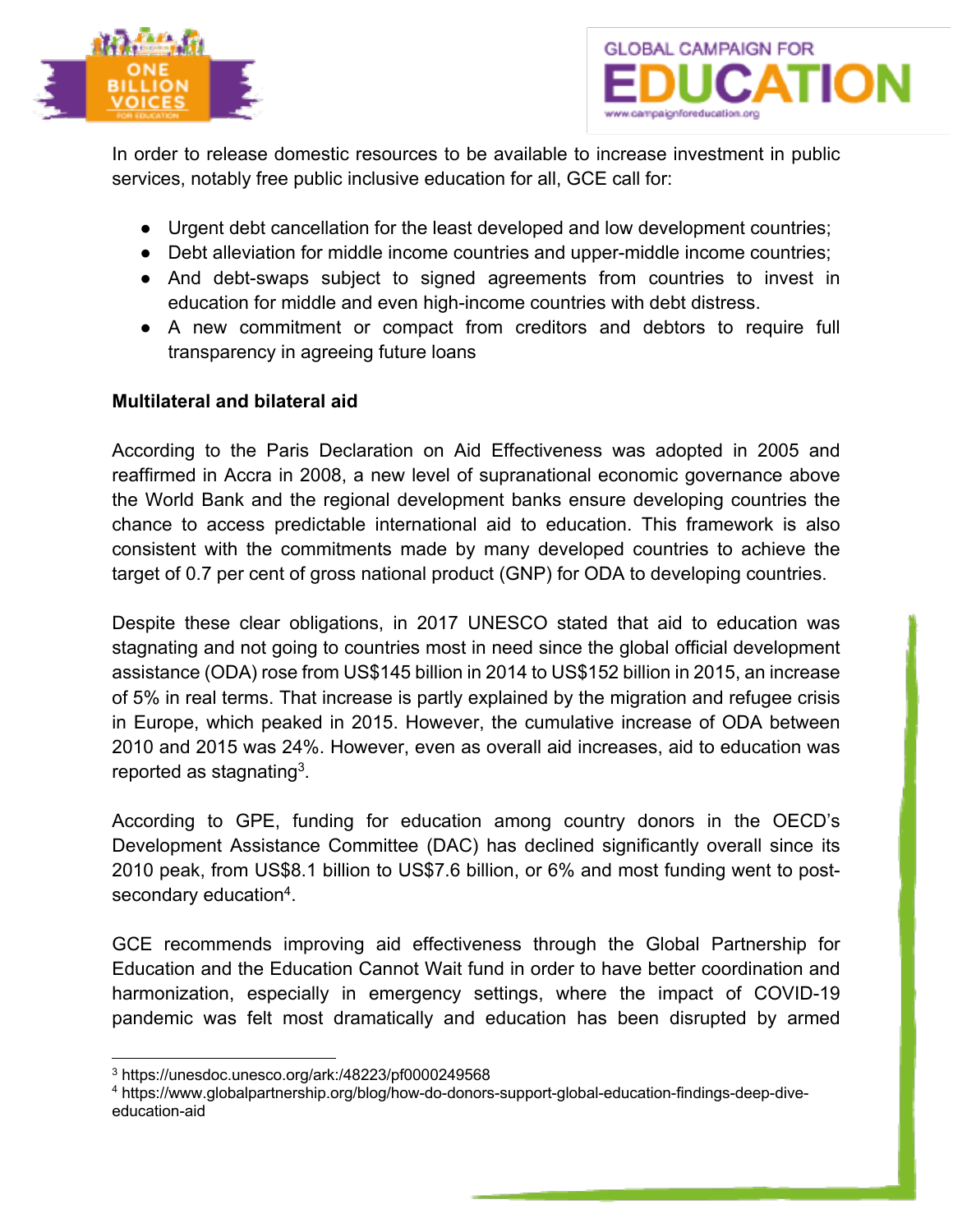In order to release domestic resources to be available to increase investment in public services, notably free public inclusive education for all, GCE call for:

- Urgent debt cancellation for the least developed and low development countries;
- Debt alleviation for middle income countries and upper-middle income countries;
- And debt-swaps subject to signed agreements from countries to invest in education for middle and even high-income countries with debt distress.
- A new commitment or compact from creditors and debtors to require full transparency in agreeing future loans

**Multilateral and bilateral aid**

According to the Paris Declaration on Aid Effectiveness was adopted in 2005 and reaffirmed in Accra in 2008, a new level of supranational economic governance above the World Bank and the regional development banks ensure developing countries the chance to access predictable international aid to education. This framework is also consistent with the commitments made by many developed countries to achieve the target of 0.7 per cent of gross national product (GNP) for ODA to developing countries.

Despite these clear obligations, in 2017 UNESCO stated that aid to education was stagnating and not going to countries most in need since the global official development assistance (ODA) rose from US$145 billion in 2014 to US$152 billion in 2015, an increase of 5% in real terms. That increase is partly explained by the migration and refugee crisis in Europe, which peaked in 2015. However, the cumulative increase of ODA between 2010 and 2015 was 24%. However, even as overall aid increases, aid to education was reported as stagnating[3].

According to GPE, funding for education among country donors in the OECD's Development Assistance Committee (DAC) has declined significantly overall since its 2010 peak, from US$8.1 billion to US$7.6 billion, or 6% and most funding went to post-secondary education[4].

GCE recommends improving aid effectiveness through the Global Partnership for Education and the Education Cannot Wait fund in order to have better coordination and harmonization, especially in emergency settings, where the impact of COVID-19 pandemic was felt most dramatically and education has been disrupted by armed

---

[3] https://unesdoc.unesco.org/ark:/48223/pf0000249568

[4] https://www.globalpartnership.org/blog/how-do-donors-support-global-education-findings-deep-dive-education-aid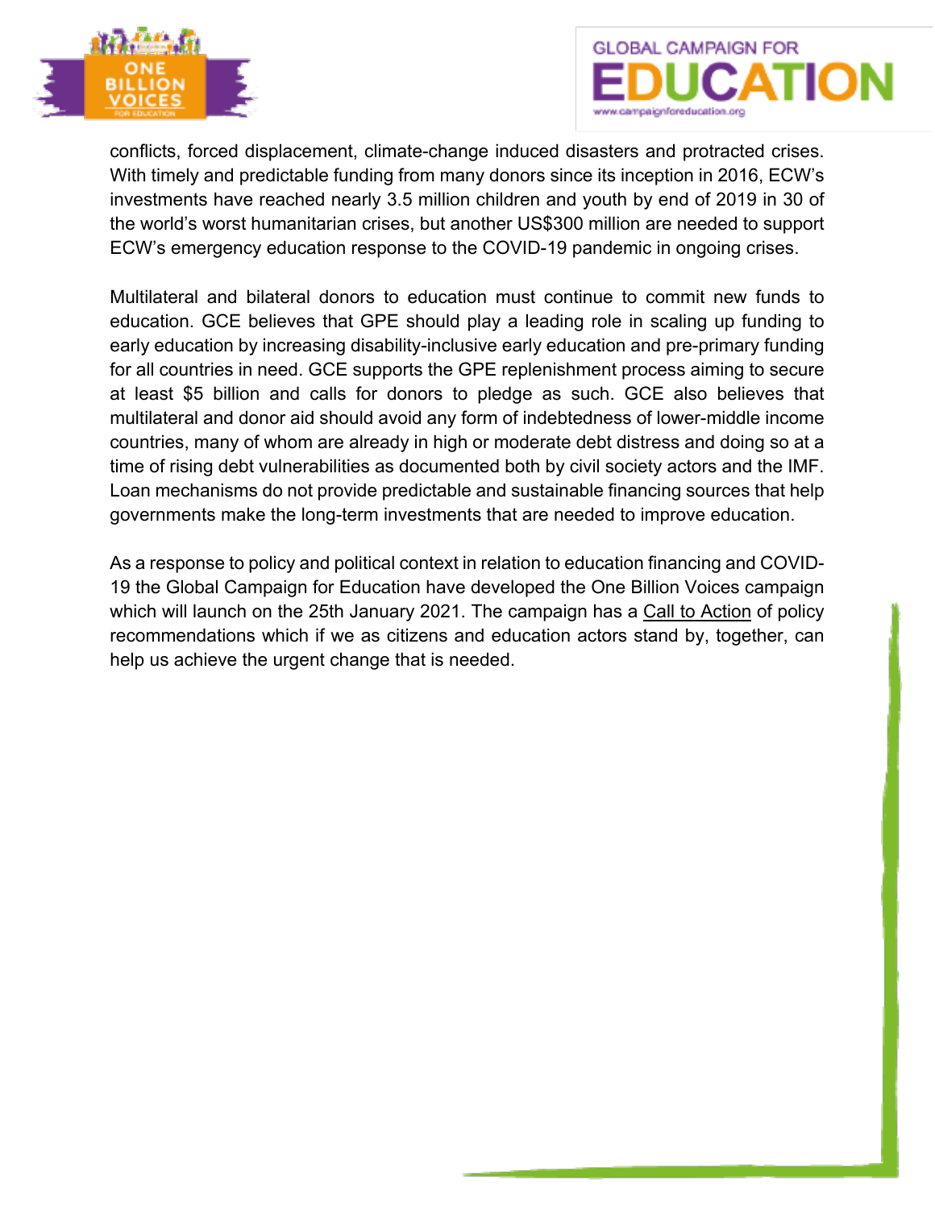conflicts, forced displacement, climate-change induced disasters and protracted crises. With timely and predictable funding from many donors since its inception in 2016, ECW's investments have reached nearly 3.5 million children and youth by end of 2019 in 30 of the world's worst humanitarian crises, but another US$300 million are needed to support ECW's emergency education response to the COVID-19 pandemic in ongoing crises.

Multilateral and bilateral donors to education must continue to commit new funds to education. GCE believes that GPE should play a leading role in scaling up funding to early education by increasing disability-inclusive early education and pre-primary funding for all countries in need. GCE supports the GPE replenishment process aiming to secure at least $5 billion and calls for donors to pledge as such. GCE also believes that multilateral and donor aid should avoid any form of indebtedness of lower-middle income countries, many of whom are already in high or moderate debt distress and doing so at a time of rising debt vulnerabilities as documented both by civil society actors and the IMF. Loan mechanisms do not provide predictable and sustainable financing sources that help governments make the long-term investments that are needed to improve education.

As a response to policy and political context in relation to education financing and COVID-19 the Global Campaign for Education have developed the One Billion Voices campaign which will launch on the 25th January 2021. The campaign has a Call to Action of policy recommendations which if we as citizens and education actors stand by, together, can help us achieve the urgent change that is needed.